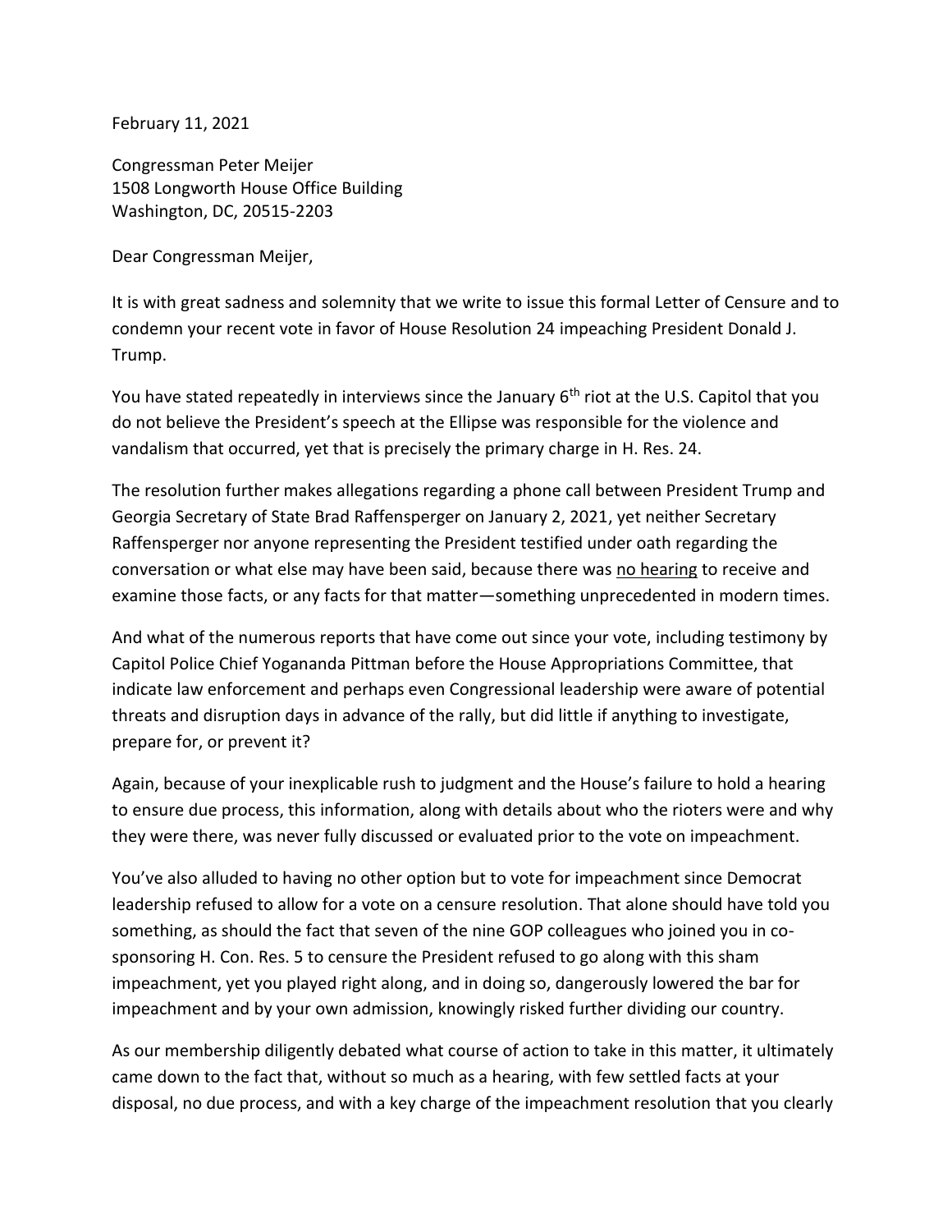February 11, 2021

Congressman Peter Meijer
1508 Longworth House Office Building
Washington, DC, 20515-2203

Dear Congressman Meijer,

It is with great sadness and solemnity that we write to issue this formal Letter of Censure and to condemn your recent vote in favor of House Resolution 24 impeaching President Donald J. Trump.

You have stated repeatedly in interviews since the January 6th riot at the U.S. Capitol that you do not believe the President's speech at the Ellipse was responsible for the violence and vandalism that occurred, yet that is precisely the primary charge in H. Res. 24.

The resolution further makes allegations regarding a phone call between President Trump and Georgia Secretary of State Brad Raffensperger on January 2, 2021, yet neither Secretary Raffensperger nor anyone representing the President testified under oath regarding the conversation or what else may have been said, because there was no hearing to receive and examine those facts, or any facts for that matter—something unprecedented in modern times.

And what of the numerous reports that have come out since your vote, including testimony by Capitol Police Chief Yogananda Pittman before the House Appropriations Committee, that indicate law enforcement and perhaps even Congressional leadership were aware of potential threats and disruption days in advance of the rally, but did little if anything to investigate, prepare for, or prevent it?

Again, because of your inexplicable rush to judgment and the House's failure to hold a hearing to ensure due process, this information, along with details about who the rioters were and why they were there, was never fully discussed or evaluated prior to the vote on impeachment.

You've also alluded to having no other option but to vote for impeachment since Democrat leadership refused to allow for a vote on a censure resolution. That alone should have told you something, as should the fact that seven of the nine GOP colleagues who joined you in co-sponsoring H. Con. Res. 5 to censure the President refused to go along with this sham impeachment, yet you played right along, and in doing so, dangerously lowered the bar for impeachment and by your own admission, knowingly risked further dividing our country.

As our membership diligently debated what course of action to take in this matter, it ultimately came down to the fact that, without so much as a hearing, with few settled facts at your disposal, no due process, and with a key charge of the impeachment resolution that you clearly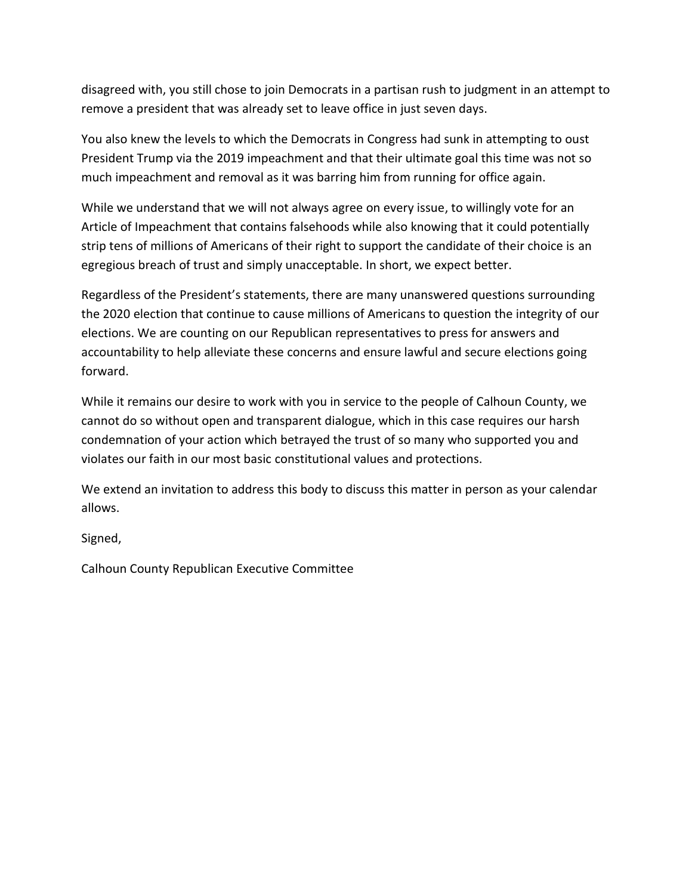disagreed with, you still chose to join Democrats in a partisan rush to judgment in an attempt to remove a president that was already set to leave office in just seven days.

You also knew the levels to which the Democrats in Congress had sunk in attempting to oust President Trump via the 2019 impeachment and that their ultimate goal this time was not so much impeachment and removal as it was barring him from running for office again.

While we understand that we will not always agree on every issue, to willingly vote for an Article of Impeachment that contains falsehoods while also knowing that it could potentially strip tens of millions of Americans of their right to support the candidate of their choice is an egregious breach of trust and simply unacceptable. In short, we expect better.

Regardless of the President's statements, there are many unanswered questions surrounding the 2020 election that continue to cause millions of Americans to question the integrity of our elections. We are counting on our Republican representatives to press for answers and accountability to help alleviate these concerns and ensure lawful and secure elections going forward.

While it remains our desire to work with you in service to the people of Calhoun County, we cannot do so without open and transparent dialogue, which in this case requires our harsh condemnation of your action which betrayed the trust of so many who supported you and violates our faith in our most basic constitutional values and protections.

We extend an invitation to address this body to discuss this matter in person as your calendar allows.

Signed,

Calhoun County Republican Executive Committee